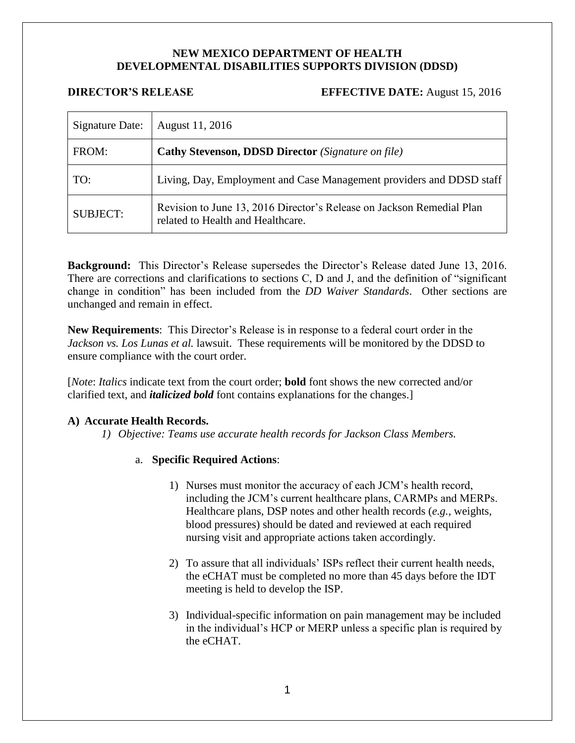**NEW MEXICO DEPARTMENT OF HEALTH**
**DEVELOPMENTAL DISABILITIES SUPPORTS DIVISION (DDSD)**

**DIRECTOR'S RELEASE** **EFFECTIVE DATE:** August 15, 2016

| Signature Date: | August 11, 2016 |
|---|---|
| FROM: | **Cathy Stevenson, DDSD Director** *(Signature on file)* |
| TO: | Living, Day, Employment and Case Management providers and DDSD staff |
| SUBJECT: | Revision to June 13, 2016 Director's Release on Jackson Remedial Plan related to Health and Healthcare. |

**Background:** This Director's Release supersedes the Director's Release dated June 13, 2016. There are corrections and clarifications to sections C, D and J, and the definition of "significant change in condition" has been included from the *DD Waiver Standards*. Other sections are unchanged and remain in effect.

**New Requirements**: This Director's Release is in response to a federal court order in the *Jackson vs. Los Lunas et al.* lawsuit. These requirements will be monitored by the DDSD to ensure compliance with the court order.

[*Note*: *Italics* indicate text from the court order; **bold** font shows the new corrected and/or clarified text, and ***italicized bold*** font contains explanations for the changes.]

**A) Accurate Health Records.**

*1) Objective: Teams use accurate health records for Jackson Class Members.*

a. **Specific Required Actions**:

1) Nurses must monitor the accuracy of each JCM's health record, including the JCM's current healthcare plans, CARMPs and MERPs. Healthcare plans, DSP notes and other health records (*e.g.*, weights, blood pressures) should be dated and reviewed at each required nursing visit and appropriate actions taken accordingly.

2) To assure that all individuals' ISPs reflect their current health needs, the eCHAT must be completed no more than 45 days before the IDT meeting is held to develop the ISP.

3) Individual-specific information on pain management may be included in the individual's HCP or MERP unless a specific plan is required by the eCHAT.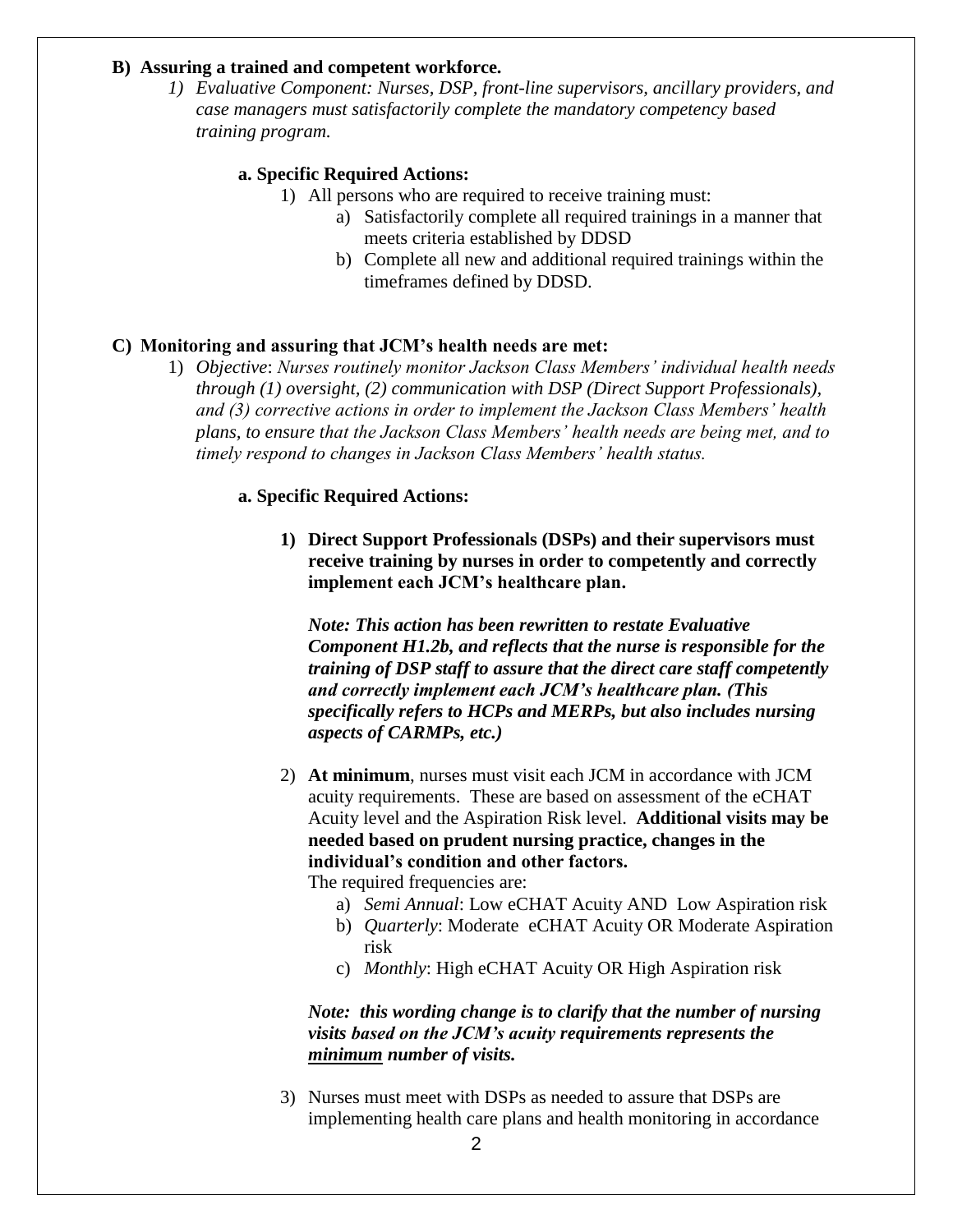**B) Assuring a trained and competent workforce.**

1) *Evaluative Component: Nurses, DSP, front-line supervisors, ancillary providers, and case managers must satisfactorily complete the mandatory competency based training program.*

   **a. Specific Required Actions:**

   1) All persons who are required to receive training must:
      a) Satisfactorily complete all required trainings in a manner that meets criteria established by DDSD
      b) Complete all new and additional required trainings within the timeframes defined by DDSD.

**C) Monitoring and assuring that JCM's health needs are met:**

1) *Objective*: *Nurses routinely monitor Jackson Class Members' individual health needs through (1) oversight, (2) communication with DSP (Direct Support Professionals), and (3) corrective actions in order to implement the Jackson Class Members' health plans, to ensure that the Jackson Class Members' health needs are being met, and to timely respond to changes in Jackson Class Members' health status.*

   **a. Specific Required Actions:**

   1) **Direct Support Professionals (DSPs) and their supervisors must receive training by nurses in order to competently and correctly implement each JCM's healthcare plan.**

      ***Note: This action has been rewritten to restate Evaluative Component H1.2b, and reflects that the nurse is responsible for the training of DSP staff to assure that the direct care staff competently and correctly implement each JCM's healthcare plan. (This specifically refers to HCPs and MERPs, but also includes nursing aspects of CARMPs, etc.)***

   2) **At minimum**, nurses must visit each JCM in accordance with JCM acuity requirements. These are based on assessment of the eCHAT Acuity level and the Aspiration Risk level. **Additional visits may be needed based on prudent nursing practice, changes in the individual's condition and other factors.**
      The required frequencies are:
      a) *Semi Annual*: Low eCHAT Acuity AND Low Aspiration risk
      b) *Quarterly*: Moderate eCHAT Acuity OR Moderate Aspiration risk
      c) *Monthly*: High eCHAT Acuity OR High Aspiration risk

      ***Note: this wording change is to clarify that the number of nursing visits based on the JCM's acuity requirements represents the <u>minimum</u> number of visits.***

   3) Nurses must meet with DSPs as needed to assure that DSPs are implementing health care plans and health monitoring in accordance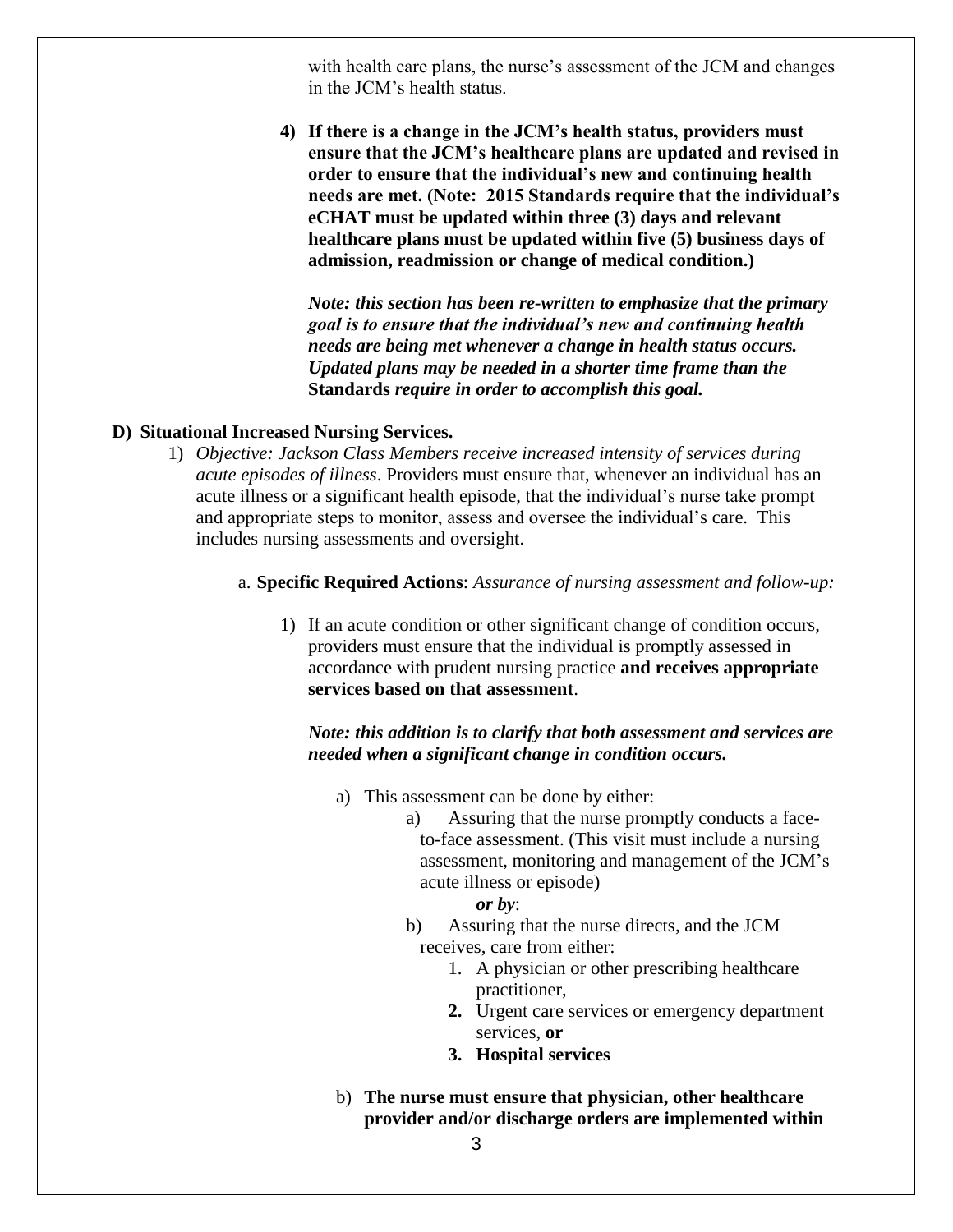with health care plans, the nurse's assessment of the JCM and changes in the JCM's health status.

4) **If there is a change in the JCM's health status, providers must ensure that the JCM's healthcare plans are updated and revised in order to ensure that the individual's new and continuing health needs are met. (Note: 2015 Standards require that the individual's eCHAT must be updated within three (3) days and relevant healthcare plans must be updated within five (5) business days of admission, readmission or change of medical condition.)**

   ***Note: this section has been re-written to emphasize that the primary goal is to ensure that the individual's new and continuing health needs are being met whenever a change in health status occurs. Updated plans may be needed in a shorter time frame than the*** **Standards** ***require in order to accomplish this goal.***

**D) Situational Increased Nursing Services.**

1) *Objective: Jackson Class Members receive increased intensity of services during acute episodes of illness*. Providers must ensure that, whenever an individual has an acute illness or a significant health episode, that the individual's nurse take prompt and appropriate steps to monitor, assess and oversee the individual's care. This includes nursing assessments and oversight.

   a. **Specific Required Actions**: *Assurance of nursing assessment and follow-up:*

      1) If an acute condition or other significant change of condition occurs, providers must ensure that the individual is promptly assessed in accordance with prudent nursing practice **and receives appropriate services based on that assessment**.

         ***Note: this addition is to clarify that both assessment and services are needed when a significant change in condition occurs.***

         a) This assessment can be done by either:
            - a) Assuring that the nurse promptly conducts a face-to-face assessment. (This visit must include a nursing assessment, monitoring and management of the JCM's acute illness or episode)

              ***or by***:
            - b) Assuring that the nurse directs, and the JCM receives, care from either:
              1. A physician or other prescribing healthcare practitioner,
              2. Urgent care services or emergency department services, **or**
              3. **Hospital services**

         b) **The nurse must ensure that physician, other healthcare provider and/or discharge orders are implemented within**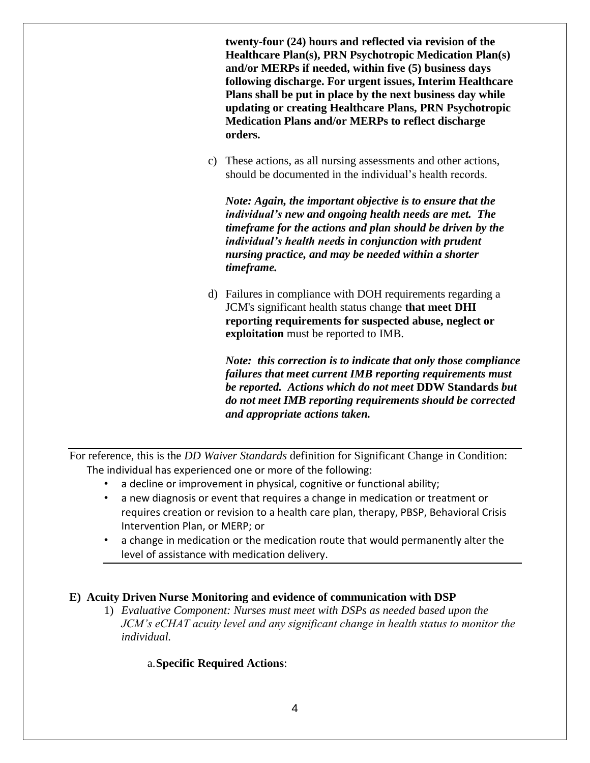**twenty-four (24) hours and reflected via revision of the Healthcare Plan(s), PRN Psychotropic Medication Plan(s) and/or MERPs if needed, within five (5) business days following discharge. For urgent issues, Interim Healthcare Plans shall be put in place by the next business day while updating or creating Healthcare Plans, PRN Psychotropic Medication Plans and/or MERPs to reflect discharge orders.**

c) These actions, as all nursing assessments and other actions, should be documented in the individual's health records.

***Note: Again, the important objective is to ensure that the individual's new and ongoing health needs are met. The timeframe for the actions and plan should be driven by the individual's health needs in conjunction with prudent nursing practice, and may be needed within a shorter timeframe.***

d) Failures in compliance with DOH requirements regarding a JCM's significant health status change **that meet DHI reporting requirements for suspected abuse, neglect or exploitation** must be reported to IMB.

***Note: this correction is to indicate that only those compliance failures that meet current IMB reporting requirements must be reported. Actions which do not meet* DDW Standards *but do not meet IMB reporting requirements should be corrected and appropriate actions taken.***

---

For reference, this is the *DD Waiver Standards* definition for Significant Change in Condition:

The individual has experienced one or more of the following:

- a decline or improvement in physical, cognitive or functional ability;
- a new diagnosis or event that requires a change in medication or treatment or requires creation or revision to a health care plan, therapy, PBSP, Behavioral Crisis Intervention Plan, or MERP; or
- a change in medication or the medication route that would permanently alter the level of assistance with medication delivery.

---

**E) Acuity Driven Nurse Monitoring and evidence of communication with DSP**

1) *Evaluative Component: Nurses must meet with DSPs as needed based upon the JCM's eCHAT acuity level and any significant change in health status to monitor the individual.*

a. **Specific Required Actions**: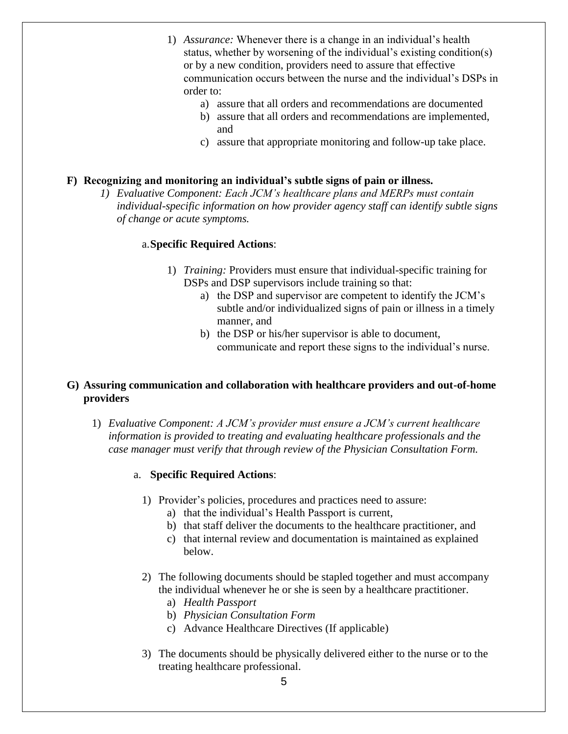1) *Assurance:* Whenever there is a change in an individual's health status, whether by worsening of the individual's existing condition(s) or by a new condition, providers need to assure that effective communication occurs between the nurse and the individual's DSPs in order to:
    a) assure that all orders and recommendations are documented
    b) assure that all orders and recommendations are implemented, and
    c) assure that appropriate monitoring and follow-up take place.

**F) Recognizing and monitoring an individual's subtle signs of pain or illness.**

*1) Evaluative Component: Each JCM's healthcare plans and MERPs must contain individual-specific information on how provider agency staff can identify subtle signs of change or acute symptoms.*

a. **Specific Required Actions**:

1) *Training:* Providers must ensure that individual-specific training for DSPs and DSP supervisors include training so that:
    a) the DSP and supervisor are competent to identify the JCM's subtle and/or individualized signs of pain or illness in a timely manner, and
    b) the DSP or his/her supervisor is able to document, communicate and report these signs to the individual's nurse.

**G) Assuring communication and collaboration with healthcare providers and out-of-home providers**

1) *Evaluative Component: A JCM's provider must ensure a JCM's current healthcare information is provided to treating and evaluating healthcare professionals and the case manager must verify that through review of the Physician Consultation Form.*

a. **Specific Required Actions**:

1) Provider's policies, procedures and practices need to assure:
    a) that the individual's Health Passport is current,
    b) that staff deliver the documents to the healthcare practitioner, and
    c) that internal review and documentation is maintained as explained below.

2) The following documents should be stapled together and must accompany the individual whenever he or she is seen by a healthcare practitioner.
    a) *Health Passport*
    b) *Physician Consultation Form*
    c) Advance Healthcare Directives (If applicable)

3) The documents should be physically delivered either to the nurse or to the treating healthcare professional.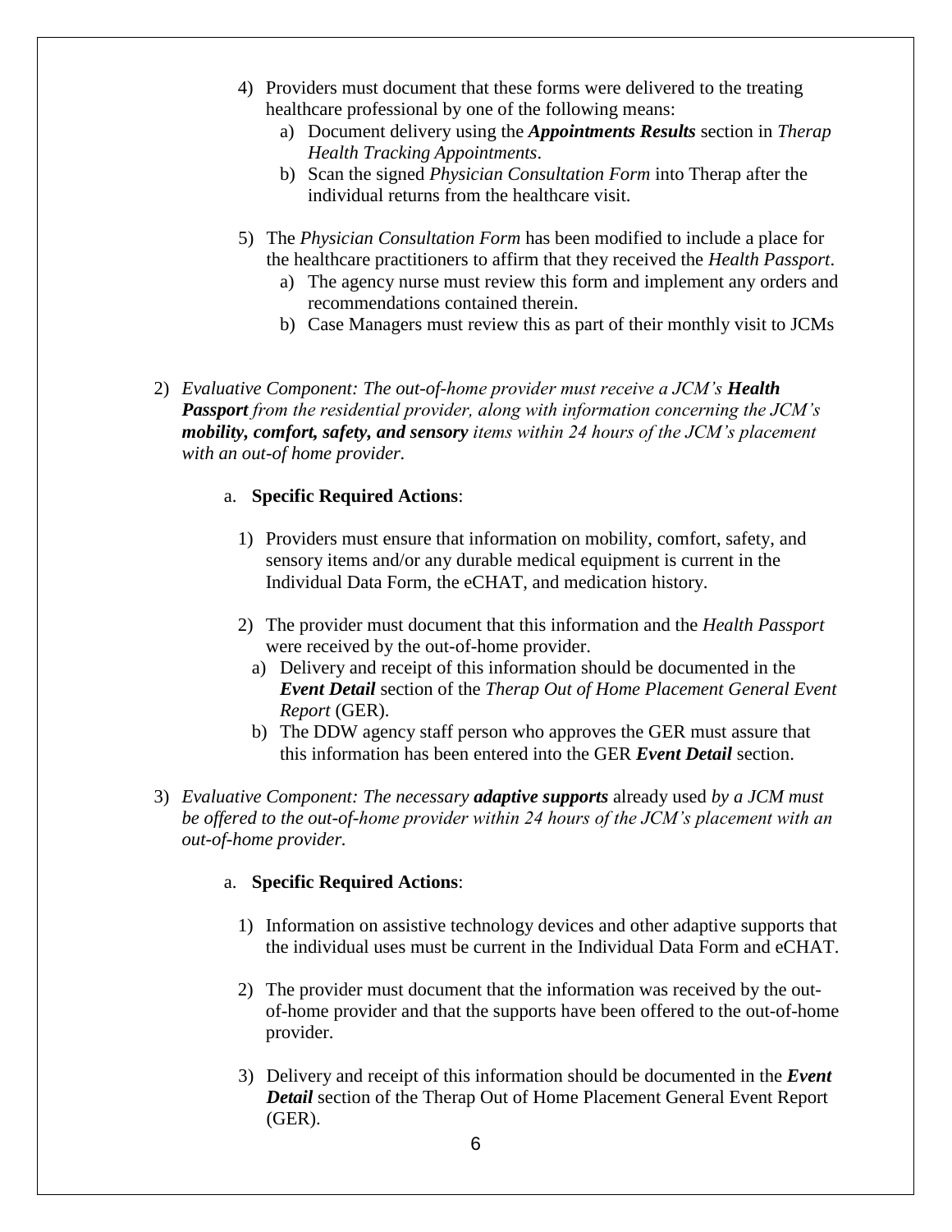4) Providers must document that these forms were delivered to the treating healthcare professional by one of the following means:
    a) Document delivery using the ***Appointments Results*** section in *Therap Health Tracking Appointments*.
    b) Scan the signed *Physician Consultation Form* into Therap after the individual returns from the healthcare visit.

5) The *Physician Consultation Form* has been modified to include a place for the healthcare practitioners to affirm that they received the *Health Passport*.
    a) The agency nurse must review this form and implement any orders and recommendations contained therein.
    b) Case Managers must review this as part of their monthly visit to JCMs

2) *Evaluative Component: The out-of-home provider must receive a JCM's* ***Health Passport*** *from the residential provider, along with information concerning the JCM's* ***mobility, comfort, safety, and sensory*** *items within 24 hours of the JCM's placement with an out-of home provider.*

    a. **Specific Required Actions**:

    1) Providers must ensure that information on mobility, comfort, safety, and sensory items and/or any durable medical equipment is current in the Individual Data Form, the eCHAT, and medication history.

    2) The provider must document that this information and the *Health Passport* were received by the out-of-home provider.
        a) Delivery and receipt of this information should be documented in the ***Event Detail*** section of the *Therap Out of Home Placement General Event Report* (GER).
        b) The DDW agency staff person who approves the GER must assure that this information has been entered into the GER ***Event Detail*** section.

3) *Evaluative Component: The necessary* ***adaptive supports*** already used *by a JCM must be offered to the out-of-home provider within 24 hours of the JCM's placement with an out-of-home provider.*

    a. **Specific Required Actions**:

    1) Information on assistive technology devices and other adaptive supports that the individual uses must be current in the Individual Data Form and eCHAT.

    2) The provider must document that the information was received by the out-of-home provider and that the supports have been offered to the out-of-home provider.

    3) Delivery and receipt of this information should be documented in the ***Event Detail*** section of the Therap Out of Home Placement General Event Report (GER).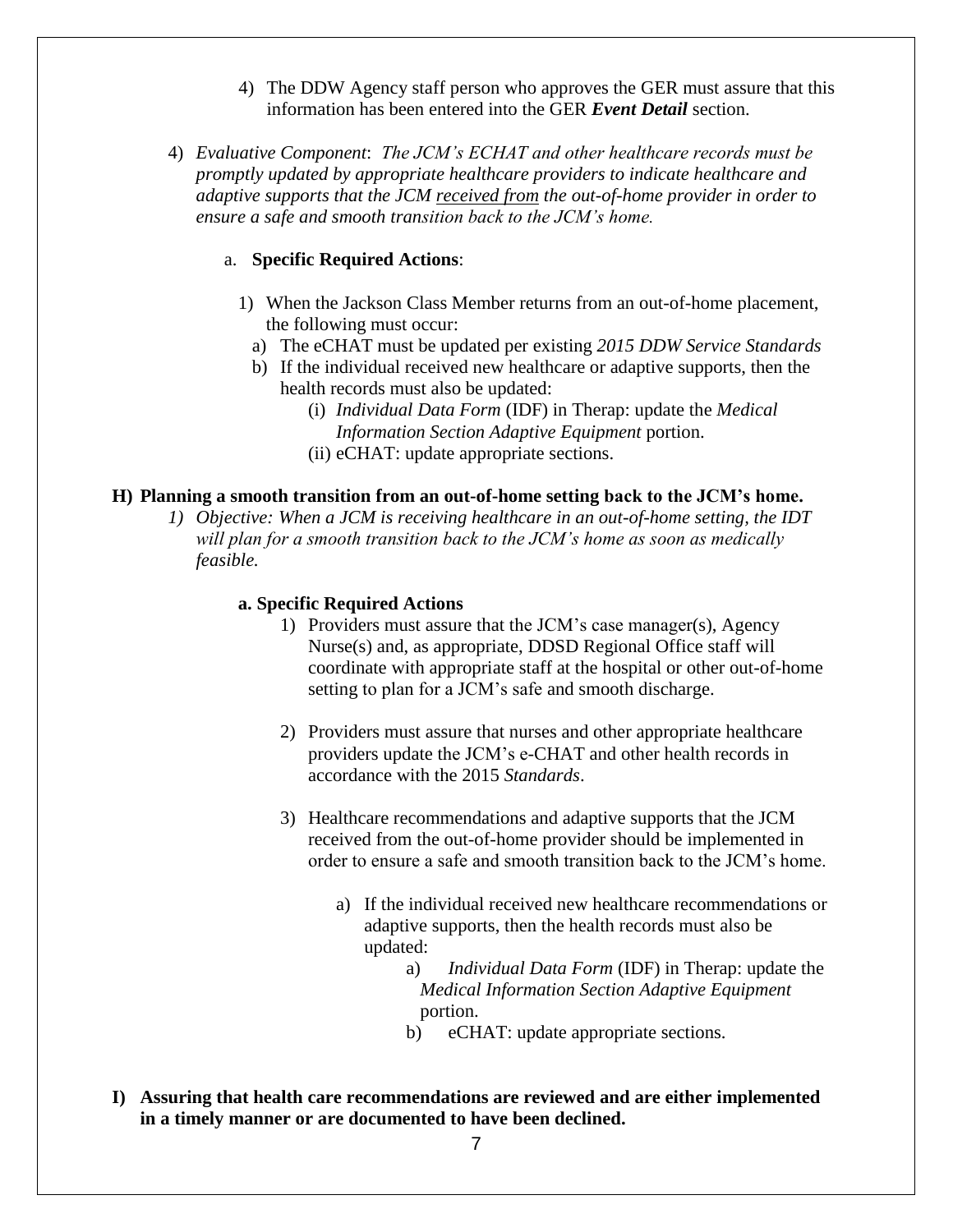4) The DDW Agency staff person who approves the GER must assure that this information has been entered into the GER ***Event Detail*** section.

4) *Evaluative Component*: *The JCM's ECHAT and other healthcare records must be promptly updated by appropriate healthcare providers to indicate healthcare and adaptive supports that the JCM* *received from* *the out-of-home provider in order to ensure a safe and smooth transition back to the JCM's home.*

   a. **Specific Required Actions**:

      1) When the Jackson Class Member returns from an out-of-home placement, the following must occur:
         a) The eCHAT must be updated per existing *2015 DDW Service Standards*
         b) If the individual received new healthcare or adaptive supports, then the health records must also be updated:
            (i) *Individual Data Form* (IDF) in Therap: update the *Medical Information Section Adaptive Equipment* portion.
            (ii) eCHAT: update appropriate sections.

**H) Planning a smooth transition from an out-of-home setting back to the JCM's home.**

*1) Objective: When a JCM is receiving healthcare in an out-of-home setting, the IDT will plan for a smooth transition back to the JCM's home as soon as medically feasible.*

**a. Specific Required Actions**

1) Providers must assure that the JCM's case manager(s), Agency Nurse(s) and, as appropriate, DDSD Regional Office staff will coordinate with appropriate staff at the hospital or other out-of-home setting to plan for a JCM's safe and smooth discharge.

2) Providers must assure that nurses and other appropriate healthcare providers update the JCM's e-CHAT and other health records in accordance with the 2015 *Standards*.

3) Healthcare recommendations and adaptive supports that the JCM received from the out-of-home provider should be implemented in order to ensure a safe and smooth transition back to the JCM's home.

   a) If the individual received new healthcare recommendations or adaptive supports, then the health records must also be updated:
      a) *Individual Data Form* (IDF) in Therap: update the *Medical Information Section Adaptive Equipment* portion.
      b) eCHAT: update appropriate sections.

**I) Assuring that health care recommendations are reviewed and are either implemented in a timely manner or are documented to have been declined.**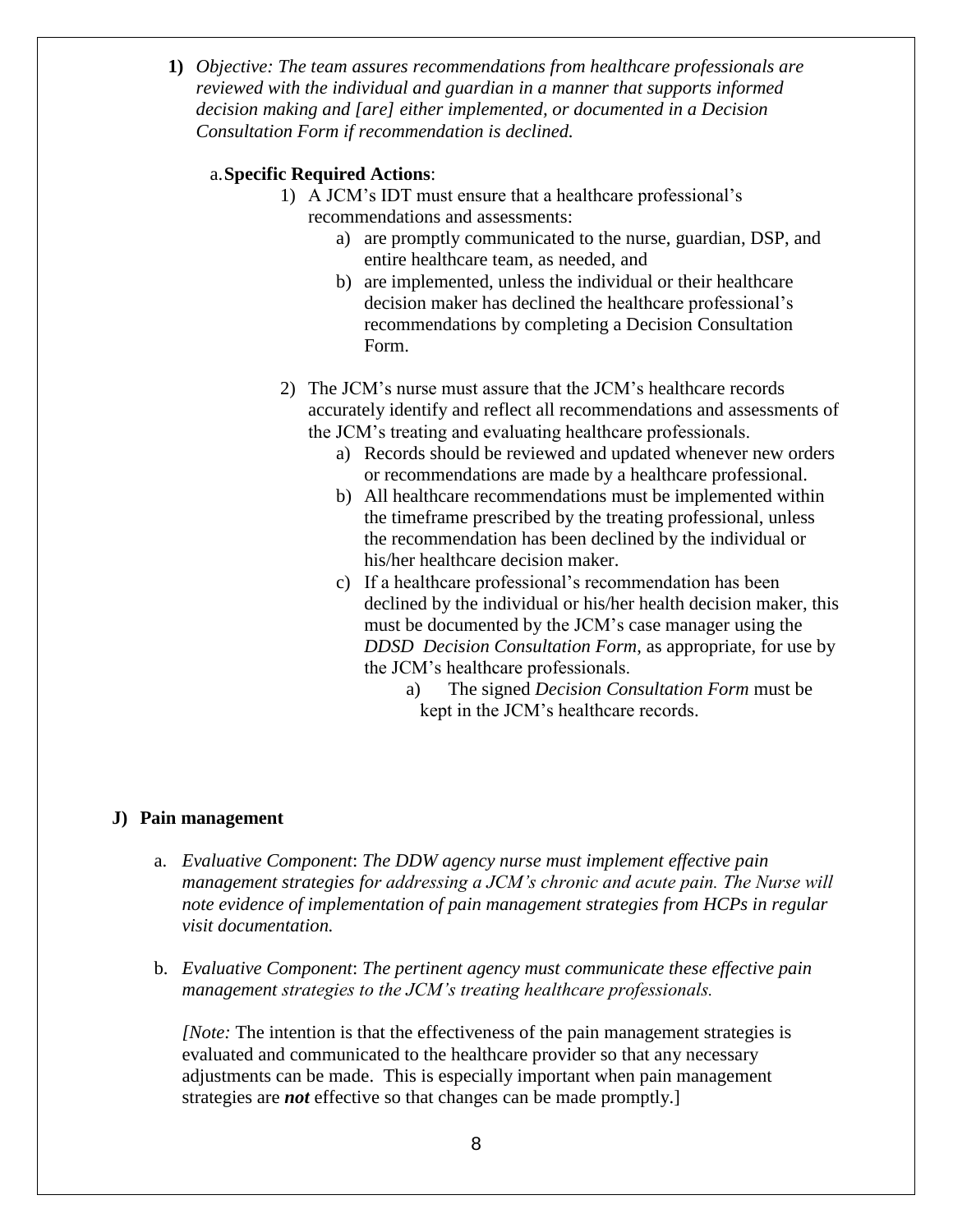1) *Objective: The team assures recommendations from healthcare professionals are reviewed with the individual and guardian in a manner that supports informed decision making and [are] either implemented, or documented in a Decision Consultation Form if recommendation is declined.*

   a. **Specific Required Actions**:

      1) A JCM's IDT must ensure that a healthcare professional's recommendations and assessments:
         a) are promptly communicated to the nurse, guardian, DSP, and entire healthcare team, as needed, and
         b) are implemented, unless the individual or their healthcare decision maker has declined the healthcare professional's recommendations by completing a Decision Consultation Form.

      2) The JCM's nurse must assure that the JCM's healthcare records accurately identify and reflect all recommendations and assessments of the JCM's treating and evaluating healthcare professionals.
         a) Records should be reviewed and updated whenever new orders or recommendations are made by a healthcare professional.
         b) All healthcare recommendations must be implemented within the timeframe prescribed by the treating professional, unless the recommendation has been declined by the individual or his/her healthcare decision maker.
         c) If a healthcare professional's recommendation has been declined by the individual or his/her health decision maker, this must be documented by the JCM's case manager using the *DDSD Decision Consultation Form*, as appropriate, for use by the JCM's healthcare professionals.
            a) The signed *Decision Consultation Form* must be kept in the JCM's healthcare records.

### J) Pain management

a. *Evaluative Component*: *The DDW agency nurse must implement effective pain management strategies for addressing a JCM's chronic and acute pain. The Nurse will note evidence of implementation of pain management strategies from HCPs in regular visit documentation.*

b. *Evaluative Component*: *The pertinent agency must communicate these effective pain management strategies to the JCM's treating healthcare professionals.*

   [*Note:* The intention is that the effectiveness of the pain management strategies is evaluated and communicated to the healthcare provider so that any necessary adjustments can be made. This is especially important when pain management strategies are ***not*** effective so that changes can be made promptly.]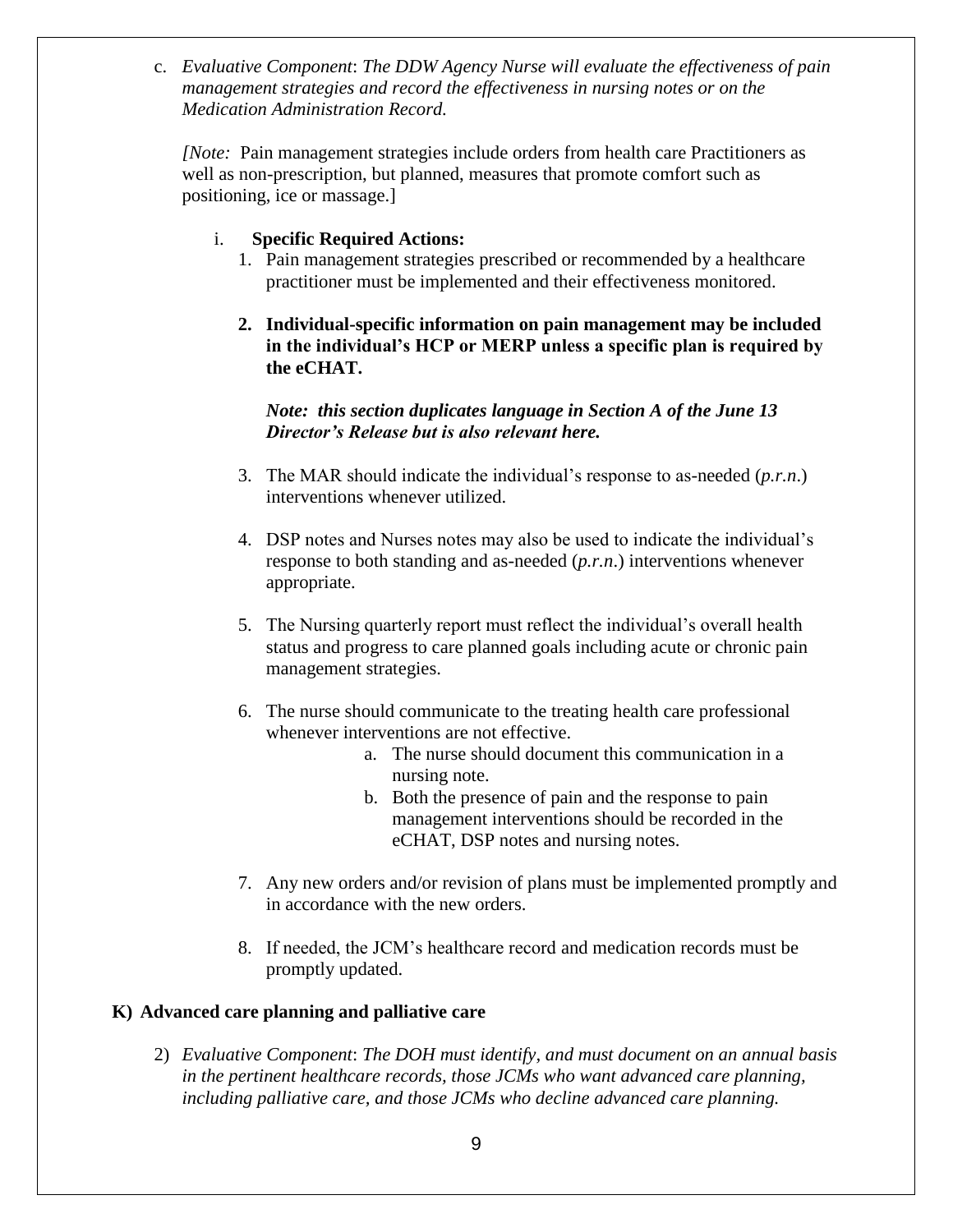c. *Evaluative Component*: *The DDW Agency Nurse will evaluate the effectiveness of pain management strategies and record the effectiveness in nursing notes or on the Medication Administration Record.*

*[Note:* Pain management strategies include orders from health care Practitioners as well as non-prescription, but planned, measures that promote comfort such as positioning, ice or massage.]

i. **Specific Required Actions:**

1. Pain management strategies prescribed or recommended by a healthcare practitioner must be implemented and their effectiveness monitored.

2. **Individual-specific information on pain management may be included in the individual's HCP or MERP unless a specific plan is required by the eCHAT.**

   ***Note: this section duplicates language in Section A of the June 13 Director's Release but is also relevant here.***

3. The MAR should indicate the individual's response to as-needed (*p.r.n.*) interventions whenever utilized.

4. DSP notes and Nurses notes may also be used to indicate the individual's response to both standing and as-needed (*p.r.n.*) interventions whenever appropriate.

5. The Nursing quarterly report must reflect the individual's overall health status and progress to care planned goals including acute or chronic pain management strategies.

6. The nurse should communicate to the treating health care professional whenever interventions are not effective.
   a. The nurse should document this communication in a nursing note.
   b. Both the presence of pain and the response to pain management interventions should be recorded in the eCHAT, DSP notes and nursing notes.

7. Any new orders and/or revision of plans must be implemented promptly and in accordance with the new orders.

8. If needed, the JCM's healthcare record and medication records must be promptly updated.

## K) Advanced care planning and palliative care

2) *Evaluative Component*: *The DOH must identify, and must document on an annual basis in the pertinent healthcare records, those JCMs who want advanced care planning, including palliative care, and those JCMs who decline advanced care planning.*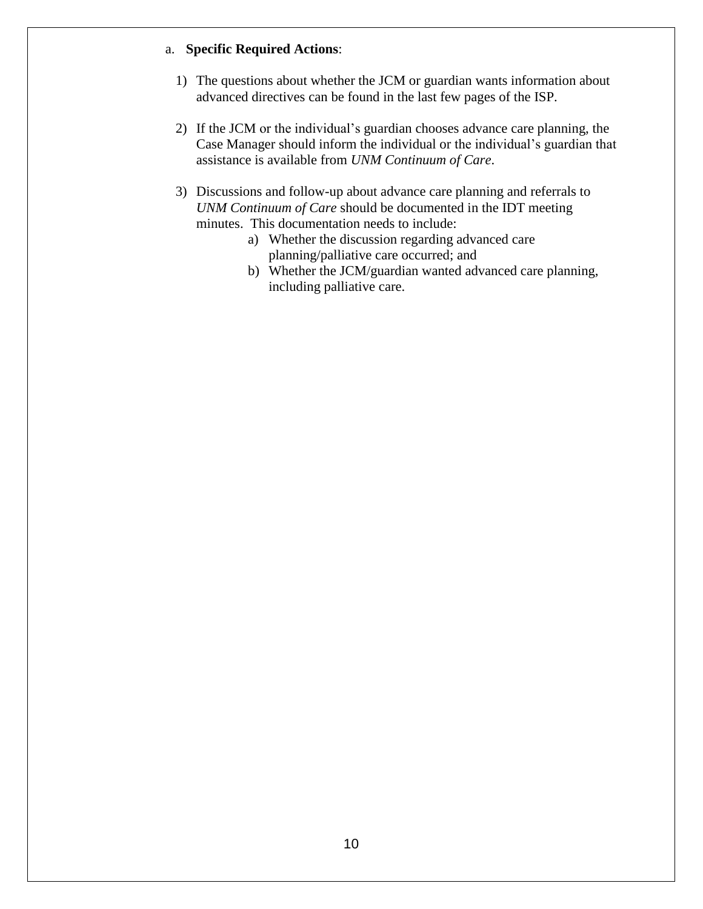a. **Specific Required Actions**:

1) The questions about whether the JCM or guardian wants information about advanced directives can be found in the last few pages of the ISP.

2) If the JCM or the individual's guardian chooses advance care planning, the Case Manager should inform the individual or the individual's guardian that assistance is available from *UNM Continuum of Care*.

3) Discussions and follow-up about advance care planning and referrals to *UNM Continuum of Care* should be documented in the IDT meeting minutes. This documentation needs to include:
    a) Whether the discussion regarding advanced care planning/palliative care occurred; and
    b) Whether the JCM/guardian wanted advanced care planning, including palliative care.